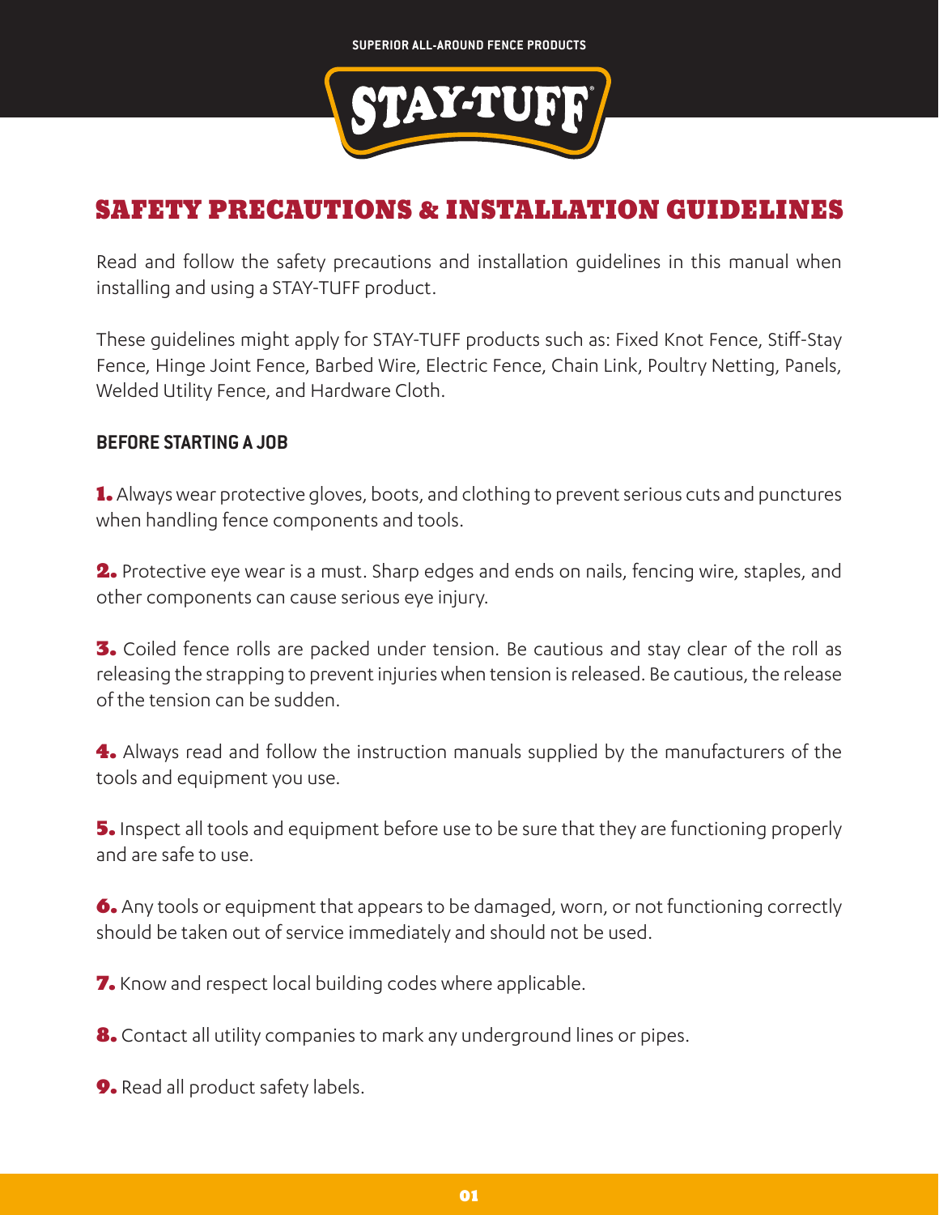SUPERIOR ALL-AROUND FENCE PRODUCTS

STAY-TUFF®

# SAFETY PRECAUTIONS & INSTALLATION GUIDELINES

Read and follow the safety precautions and installation guidelines in this manual when installing and using a STAY-TUFF product.

These guidelines might apply for STAY-TUFF products such as: Fixed Knot Fence, Stiff-Stay Fence, Hinge Joint Fence, Barbed Wire, Electric Fence, Chain Link, Poultry Netting, Panels, Welded Utility Fence, and Hardware Cloth.

## BEFORE STARTING A JOB

**1.** Always wear protective gloves, boots, and clothing to prevent serious cuts and punctures when handling fence components and tools.

**2.** Protective eye wear is a must. Sharp edges and ends on nails, fencing wire, staples, and other components can cause serious eye injury.

**3.** Coiled fence rolls are packed under tension. Be cautious and stay clear of the roll as releasing the strapping to prevent injuries when tension is released. Be cautious, the release of the tension can be sudden.

**4.** Always read and follow the instruction manuals supplied by the manufacturers of the tools and equipment you use.

**5.** Inspect all tools and equipment before use to be sure that they are functioning properly and are safe to use.

**6.** Any tools or equipment that appears to be damaged, worn, or not functioning correctly should be taken out of service immediately and should not be used.

**7.** Know and respect local building codes where applicable.

**8.** Contact all utility companies to mark any underground lines or pipes.

**9.** Read all product safety labels.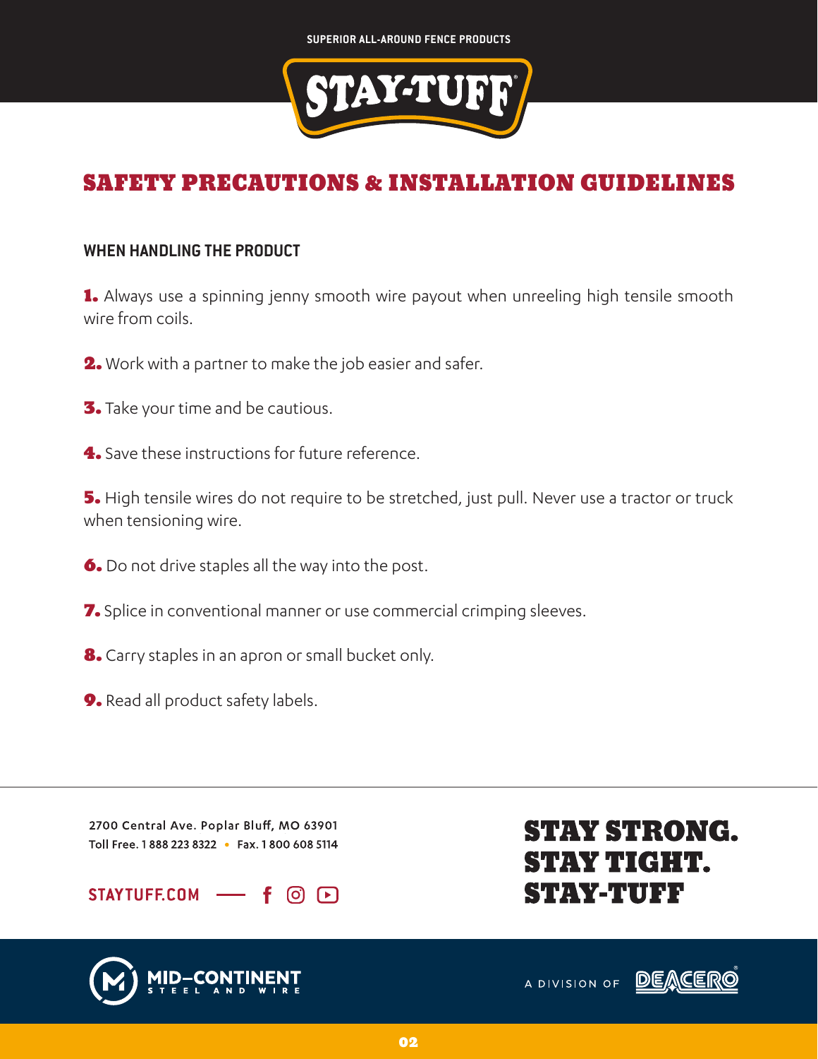SUPERIOR ALL-AROUND FENCE PRODUCTS

STAY-TUFF

# SAFETY PRECAUTIONS & INSTALLATION GUIDELINES

### WHEN HANDLING THE PRODUCT

**1.** Always use a spinning jenny smooth wire payout when unreeling high tensile smooth wire from coils.

**2.** Work with a partner to make the job easier and safer.

**3.** Take your time and be cautious.

**4.** Save these instructions for future reference.

**5.** High tensile wires do not require to be stretched, just pull. Never use a tractor or truck when tensioning wire.

**6.** Do not drive staples all the way into the post.

**7.** Splice in conventional manner or use commercial crimping sleeves.

**8.** Carry staples in an apron or small bucket only.

**9.** Read all product safety labels.

2700 Central Ave. Poplar Bluff, MO 63901
Toll Free. 1 888 223 8322 • Fax. 1 800 608 5114

STAYTUFF.COM

**STAY STRONG.
STAY TIGHT.
STAY-TUFF**

MID–CONTINENT STEEL AND WIRE

A DIVISION OF DEACERO